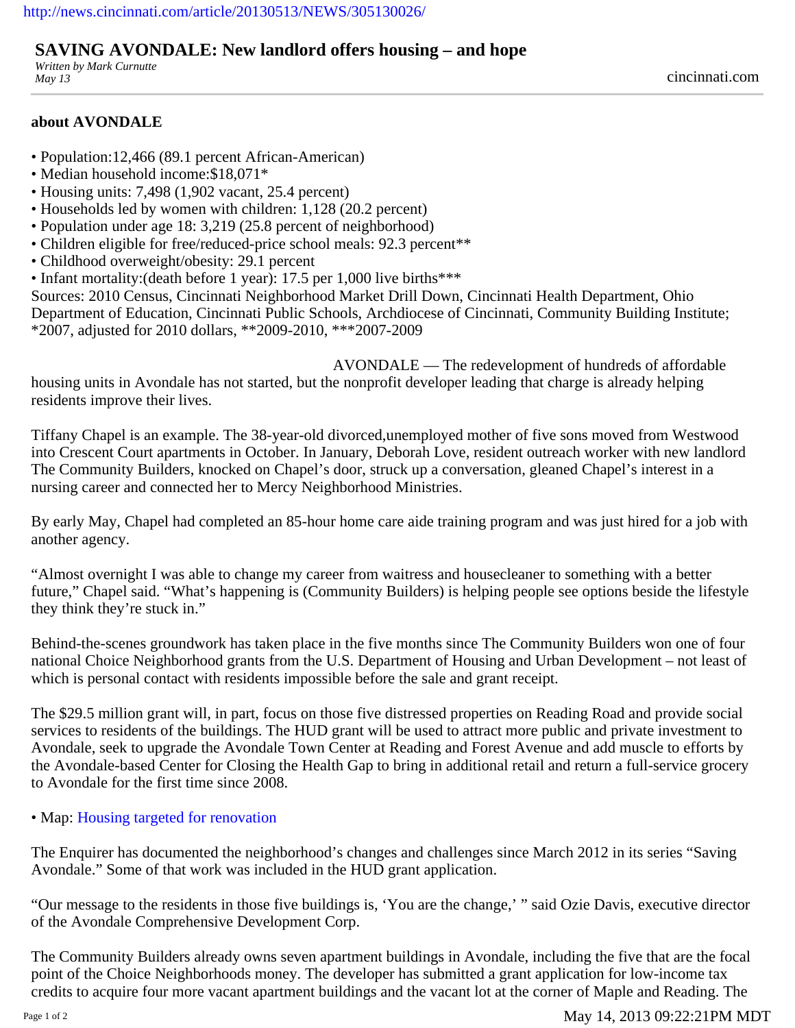http://news.cincinnati.com/article/20130513/NEWS/305130026/

# SAVING AVONDALE: New landlord offers housing – and hope

*Written by Mark Curnutte*
*May 13*

cincinnati.com

**about AVONDALE**

- Population:12,466 (89.1 percent African-American)
- Median household income:$18,071*
- Housing units: 7,498 (1,902 vacant, 25.4 percent)
- Households led by women with children: 1,128 (20.2 percent)
- Population under age 18: 3,219 (25.8 percent of neighborhood)
- Children eligible for free/reduced-price school meals: 92.3 percent**
- Childhood overweight/obesity: 29.1 percent
- Infant mortality:(death before 1 year): 17.5 per 1,000 live births***

Sources: 2010 Census, Cincinnati Neighborhood Market Drill Down, Cincinnati Health Department, Ohio Department of Education, Cincinnati Public Schools, Archdiocese of Cincinnati, Community Building Institute; *2007, adjusted for 2010 dollars, **2009-2010, ***2007-2009

AVONDALE — The redevelopment of hundreds of affordable housing units in Avondale has not started, but the nonprofit developer leading that charge is already helping residents improve their lives.

Tiffany Chapel is an example. The 38-year-old divorced,unemployed mother of five sons moved from Westwood into Crescent Court apartments in October. In January, Deborah Love, resident outreach worker with new landlord The Community Builders, knocked on Chapel's door, struck up a conversation, gleaned Chapel's interest in a nursing career and connected her to Mercy Neighborhood Ministries.

By early May, Chapel had completed an 85-hour home care aide training program and was just hired for a job with another agency.

"Almost overnight I was able to change my career from waitress and housecleaner to something with a better future," Chapel said. "What's happening is (Community Builders) is helping people see options beside the lifestyle they think they're stuck in."

Behind-the-scenes groundwork has taken place in the five months since The Community Builders won one of four national Choice Neighborhood grants from the U.S. Department of Housing and Urban Development – not least of which is personal contact with residents impossible before the sale and grant receipt.

The $29.5 million grant will, in part, focus on those five distressed properties on Reading Road and provide social services to residents of the buildings. The HUD grant will be used to attract more public and private investment to Avondale, seek to upgrade the Avondale Town Center at Reading and Forest Avenue and add muscle to efforts by the Avondale-based Center for Closing the Health Gap to bring in additional retail and return a full-service grocery to Avondale for the first time since 2008.

- Map: Housing targeted for renovation

The Enquirer has documented the neighborhood's changes and challenges since March 2012 in its series "Saving Avondale." Some of that work was included in the HUD grant application.

"Our message to the residents in those five buildings is, 'You are the change,' " said Ozie Davis, executive director of the Avondale Comprehensive Development Corp.

The Community Builders already owns seven apartment buildings in Avondale, including the five that are the focal point of the Choice Neighborhoods money. The developer has submitted a grant application for low-income tax credits to acquire four more vacant apartment buildings and the vacant lot at the corner of Maple and Reading. The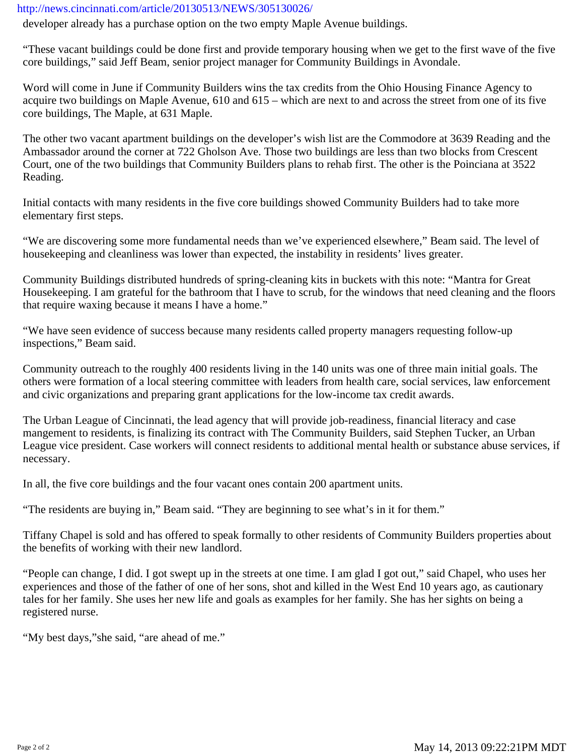developer already has a purchase option on the two empty Maple Avenue buildings.

"These vacant buildings could be done first and provide temporary housing when we get to the first wave of the five core buildings," said Jeff Beam, senior project manager for Community Buildings in Avondale.

Word will come in June if Community Builders wins the tax credits from the Ohio Housing Finance Agency to acquire two buildings on Maple Avenue, 610 and 615 – which are next to and across the street from one of its five core buildings, The Maple, at 631 Maple.

The other two vacant apartment buildings on the developer's wish list are the Commodore at 3639 Reading and the Ambassador around the corner at 722 Gholson Ave. Those two buildings are less than two blocks from Crescent Court, one of the two buildings that Community Builders plans to rehab first. The other is the Poinciana at 3522 Reading.

Initial contacts with many residents in the five core buildings showed Community Builders had to take more elementary first steps.

"We are discovering some more fundamental needs than we've experienced elsewhere," Beam said. The level of housekeeping and cleanliness was lower than expected, the instability in residents' lives greater.

Community Buildings distributed hundreds of spring-cleaning kits in buckets with this note: "Mantra for Great Housekeeping. I am grateful for the bathroom that I have to scrub, for the windows that need cleaning and the floors that require waxing because it means I have a home."

"We have seen evidence of success because many residents called property managers requesting follow-up inspections," Beam said.

Community outreach to the roughly 400 residents living in the 140 units was one of three main initial goals. The others were formation of a local steering committee with leaders from health care, social services, law enforcement and civic organizations and preparing grant applications for the low-income tax credit awards.

The Urban League of Cincinnati, the lead agency that will provide job-readiness, financial literacy and case mangement to residents, is finalizing its contract with The Community Builders, said Stephen Tucker, an Urban League vice president. Case workers will connect residents to additional mental health or substance abuse services, if necessary.

In all, the five core buildings and the four vacant ones contain 200 apartment units.

"The residents are buying in," Beam said. "They are beginning to see what's in it for them."

Tiffany Chapel is sold and has offered to speak formally to other residents of Community Builders properties about the benefits of working with their new landlord.

"People can change, I did. I got swept up in the streets at one time. I am glad I got out," said Chapel, who uses her experiences and those of the father of one of her sons, shot and killed in the West End 10 years ago, as cautionary tales for her family. She uses her new life and goals as examples for her family. She has her sights on being a registered nurse.

"My best days,"she said, "are ahead of me."